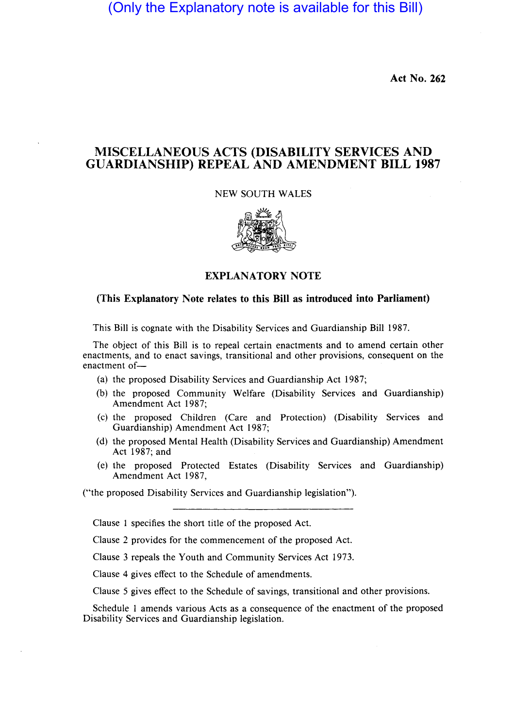(Only the Explanatory note is available for this Bill)

**Act No. 262**

# MISCELLANEOUS ACTS (DISABILITY SERVICES AND GUARDIANSHIP) REPEAL AND AMENDMENT BILL 1987

NEW SOUTH WALES

## EXPLANATORY NOTE

**(This Explanatory Note relates to this Bill as introduced into Parliament)**

This Bill is cognate with the Disability Services and Guardianship Bill 1987.

The object of this Bill is to repeal certain enactments and to amend certain other enactments, and to enact savings, transitional and other provisions, consequent on the enactment of—

- (a) the proposed Disability Services and Guardianship Act 1987;
- (b) the proposed Community Welfare (Disability Services and Guardianship) Amendment Act 1987;
- (c) the proposed Children (Care and Protection) (Disability Services and Guardianship) Amendment Act 1987;
- (d) the proposed Mental Health (Disability Services and Guardianship) Amendment Act 1987; and
- (e) the proposed Protected Estates (Disability Services and Guardianship) Amendment Act 1987,

("the proposed Disability Services and Guardianship legislation").

---

Clause 1 specifies the short title of the proposed Act.

Clause 2 provides for the commencement of the proposed Act.

Clause 3 repeals the Youth and Community Services Act 1973.

Clause 4 gives effect to the Schedule of amendments.

Clause 5 gives effect to the Schedule of savings, transitional and other provisions.

Schedule 1 amends various Acts as a consequence of the enactment of the proposed Disability Services and Guardianship legislation.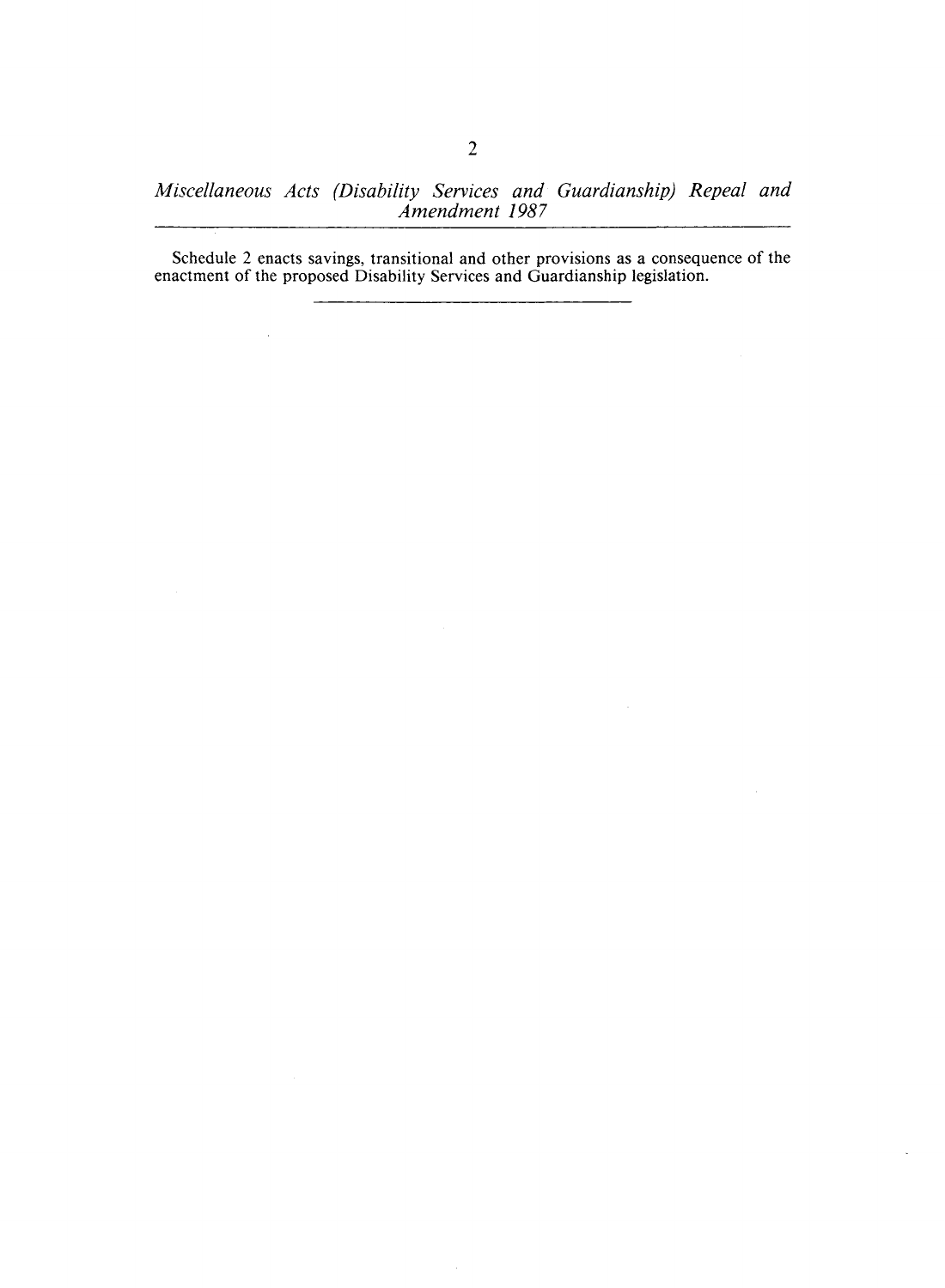Schedule 2 enacts savings, transitional and other provisions as a consequence of the enactment of the proposed Disability Services and Guardianship legislation.